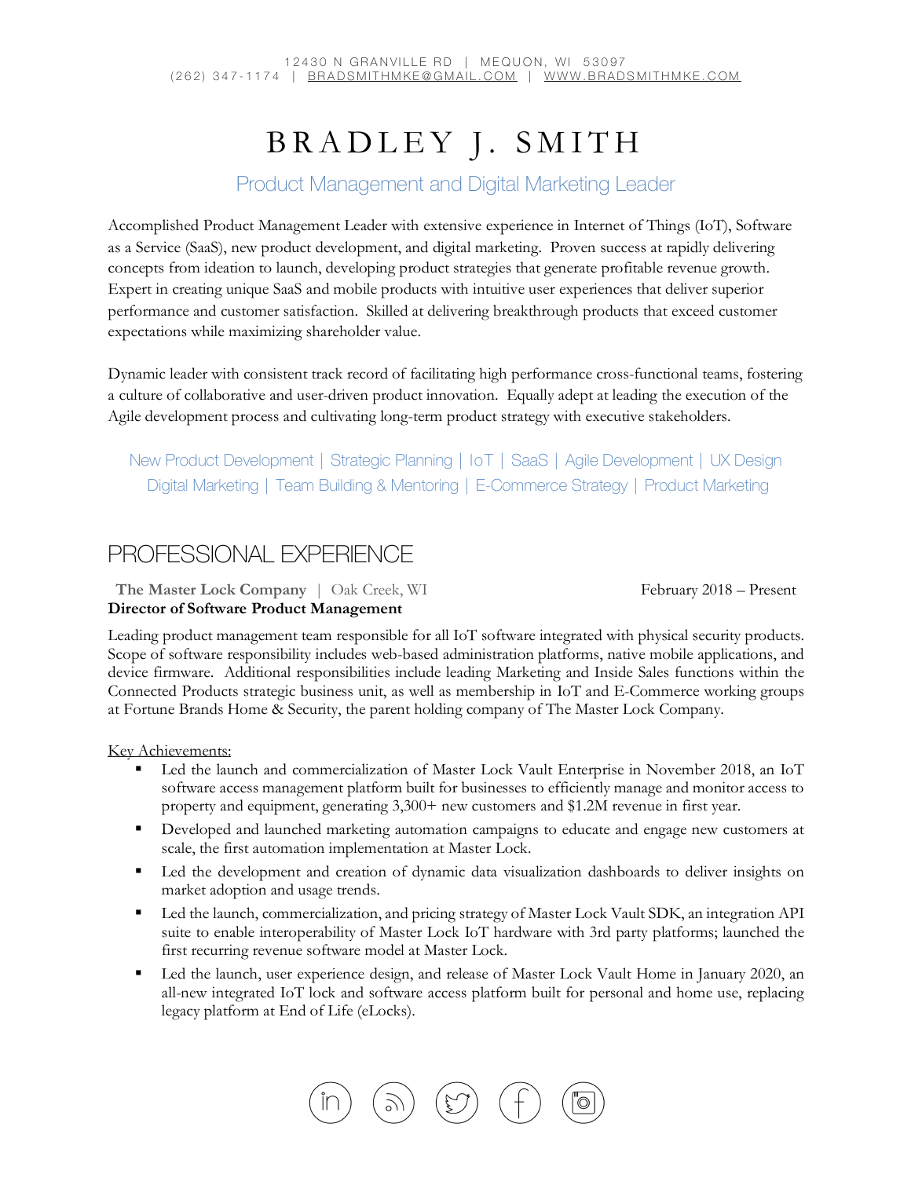12430 N GRANVILLE RD | MEQUON, WI 53097
(262) 347-1174 | BRADSMITHMKE@GMAIL.COM | WWW.BRADSMITHMKE.COM

# BRADLEY J. SMITH

Product Management and Digital Marketing Leader

Accomplished Product Management Leader with extensive experience in Internet of Things (IoT), Software as a Service (SaaS), new product development, and digital marketing. Proven success at rapidly delivering concepts from ideation to launch, developing product strategies that generate profitable revenue growth. Expert in creating unique SaaS and mobile products with intuitive user experiences that deliver superior performance and customer satisfaction. Skilled at delivering breakthrough products that exceed customer expectations while maximizing shareholder value.

Dynamic leader with consistent track record of facilitating high performance cross-functional teams, fostering a culture of collaborative and user-driven product innovation. Equally adept at leading the execution of the Agile development process and cultivating long-term product strategy with executive stakeholders.

New Product Development | Strategic Planning | IoT | SaaS | Agile Development | UX Design
Digital Marketing | Team Building & Mentoring | E-Commerce Strategy | Product Marketing

## PROFESSIONAL EXPERIENCE

**The Master Lock Company** | Oak Creek, WI — February 2018 – Present
**Director of Software Product Management**

Leading product management team responsible for all IoT software integrated with physical security products. Scope of software responsibility includes web-based administration platforms, native mobile applications, and device firmware. Additional responsibilities include leading Marketing and Inside Sales functions within the Connected Products strategic business unit, as well as membership in IoT and E-Commerce working groups at Fortune Brands Home & Security, the parent holding company of The Master Lock Company.

Key Achievements:

- Led the launch and commercialization of Master Lock Vault Enterprise in November 2018, an IoT software access management platform built for businesses to efficiently manage and monitor access to property and equipment, generating 3,300+ new customers and $1.2M revenue in first year.
- Developed and launched marketing automation campaigns to educate and engage new customers at scale, the first automation implementation at Master Lock.
- Led the development and creation of dynamic data visualization dashboards to deliver insights on market adoption and usage trends.
- Led the launch, commercialization, and pricing strategy of Master Lock Vault SDK, an integration API suite to enable interoperability of Master Lock IoT hardware with 3rd party platforms; launched the first recurring revenue software model at Master Lock.
- Led the launch, user experience design, and release of Master Lock Vault Home in January 2020, an all-new integrated IoT lock and software access platform built for personal and home use, replacing legacy platform at End of Life (eLocks).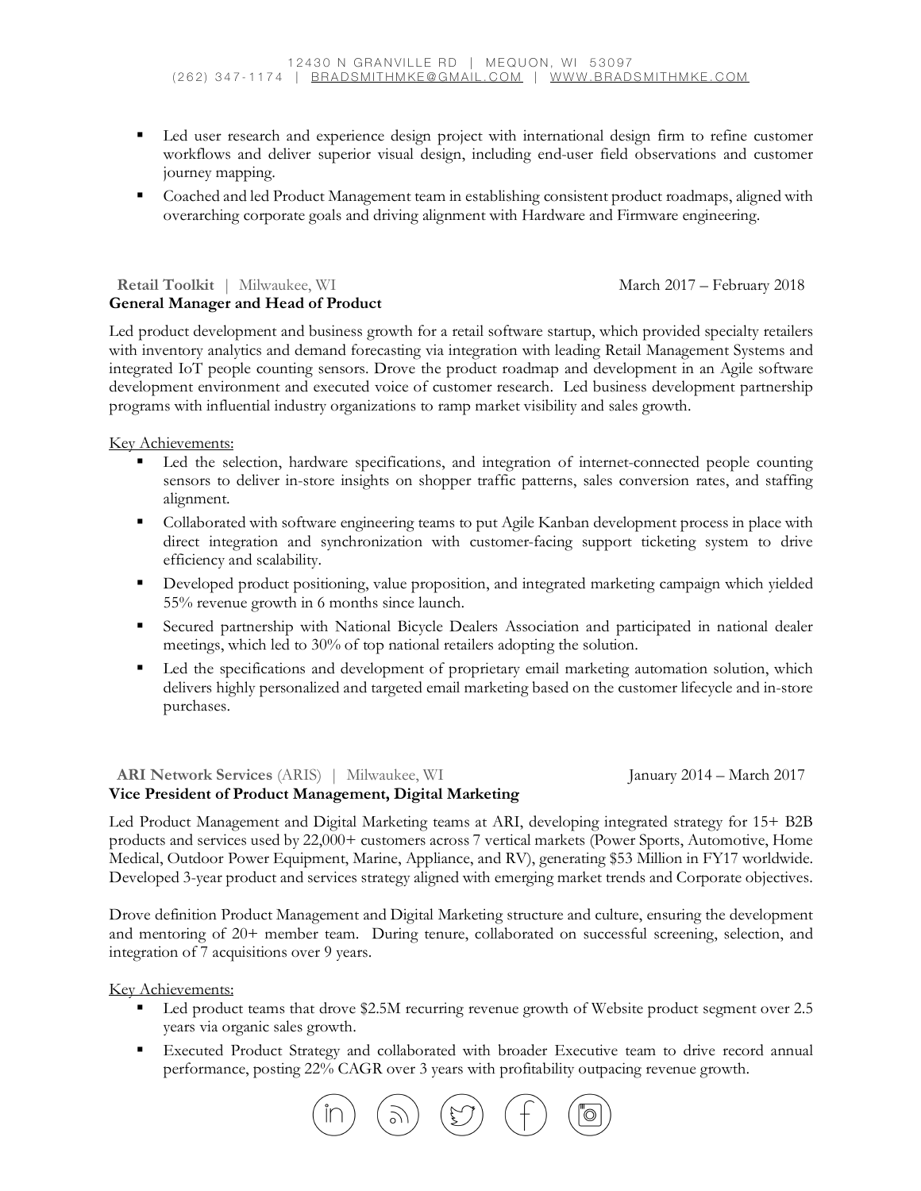- Led user research and experience design project with international design firm to refine customer workflows and deliver superior visual design, including end-user field observations and customer journey mapping.
- Coached and led Product Management team in establishing consistent product roadmaps, aligned with overarching corporate goals and driving alignment with Hardware and Firmware engineering.

**Retail Toolkit** | Milwaukee, WI March 2017 – February 2018

**General Manager and Head of Product**

Led product development and business growth for a retail software startup, which provided specialty retailers with inventory analytics and demand forecasting via integration with leading Retail Management Systems and integrated IoT people counting sensors. Drove the product roadmap and development in an Agile software development environment and executed voice of customer research. Led business development partnership programs with influential industry organizations to ramp market visibility and sales growth.

Key Achievements:

- Led the selection, hardware specifications, and integration of internet-connected people counting sensors to deliver in-store insights on shopper traffic patterns, sales conversion rates, and staffing alignment.
- Collaborated with software engineering teams to put Agile Kanban development process in place with direct integration and synchronization with customer-facing support ticketing system to drive efficiency and scalability.
- Developed product positioning, value proposition, and integrated marketing campaign which yielded 55% revenue growth in 6 months since launch.
- Secured partnership with National Bicycle Dealers Association and participated in national dealer meetings, which led to 30% of top national retailers adopting the solution.
- Led the specifications and development of proprietary email marketing automation solution, which delivers highly personalized and targeted email marketing based on the customer lifecycle and in-store purchases.

**ARI Network Services** (ARIS) | Milwaukee, WI January 2014 – March 2017

**Vice President of Product Management, Digital Marketing**

Led Product Management and Digital Marketing teams at ARI, developing integrated strategy for 15+ B2B products and services used by 22,000+ customers across 7 vertical markets (Power Sports, Automotive, Home Medical, Outdoor Power Equipment, Marine, Appliance, and RV), generating $53 Million in FY17 worldwide. Developed 3-year product and services strategy aligned with emerging market trends and Corporate objectives.

Drove definition Product Management and Digital Marketing structure and culture, ensuring the development and mentoring of 20+ member team. During tenure, collaborated on successful screening, selection, and integration of 7 acquisitions over 9 years.

Key Achievements:

- Led product teams that drove $2.5M recurring revenue growth of Website product segment over 2.5 years via organic sales growth.
- Executed Product Strategy and collaborated with broader Executive team to drive record annual performance, posting 22% CAGR over 3 years with profitability outpacing revenue growth.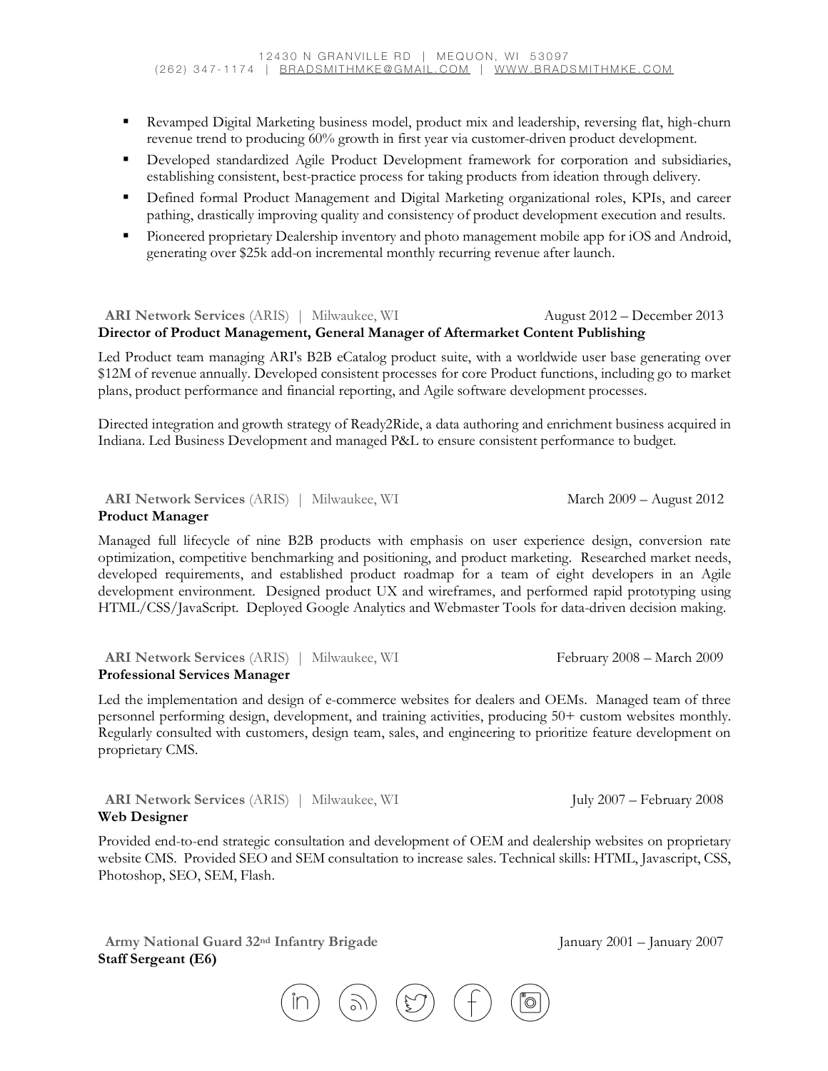- Revamped Digital Marketing business model, product mix and leadership, reversing flat, high-churn revenue trend to producing 60% growth in first year via customer-driven product development.
- Developed standardized Agile Product Development framework for corporation and subsidiaries, establishing consistent, best-practice process for taking products from ideation through delivery.
- Defined formal Product Management and Digital Marketing organizational roles, KPIs, and career pathing, drastically improving quality and consistency of product development execution and results.
- Pioneered proprietary Dealership inventory and photo management mobile app for iOS and Android, generating over $25k add-on incremental monthly recurring revenue after launch.

**ARI Network Services** (ARIS) | Milwaukee, WI — August 2012 – December 2013

**Director of Product Management, General Manager of Aftermarket Content Publishing**

Led Product team managing ARI's B2B eCatalog product suite, with a worldwide user base generating over $12M of revenue annually. Developed consistent processes for core Product functions, including go to market plans, product performance and financial reporting, and Agile software development processes.

Directed integration and growth strategy of Ready2Ride, a data authoring and enrichment business acquired in Indiana. Led Business Development and managed P&L to ensure consistent performance to budget.

**ARI Network Services** (ARIS) | Milwaukee, WI — March 2009 – August 2012

**Product Manager**

Managed full lifecycle of nine B2B products with emphasis on user experience design, conversion rate optimization, competitive benchmarking and positioning, and product marketing. Researched market needs, developed requirements, and established product roadmap for a team of eight developers in an Agile development environment. Designed product UX and wireframes, and performed rapid prototyping using HTML/CSS/JavaScript. Deployed Google Analytics and Webmaster Tools for data-driven decision making.

**ARI Network Services** (ARIS) | Milwaukee, WI — February 2008 – March 2009

**Professional Services Manager**

Led the implementation and design of e-commerce websites for dealers and OEMs. Managed team of three personnel performing design, development, and training activities, producing 50+ custom websites monthly. Regularly consulted with customers, design team, sales, and engineering to prioritize feature development on proprietary CMS.

**ARI Network Services** (ARIS) | Milwaukee, WI — July 2007 – February 2008

**Web Designer**

Provided end-to-end strategic consultation and development of OEM and dealership websites on proprietary website CMS. Provided SEO and SEM consultation to increase sales. Technical skills: HTML, Javascript, CSS, Photoshop, SEO, SEM, Flash.

**Army National Guard 32nd Infantry Brigade** — January 2001 – January 2007

**Staff Sergeant (E6)**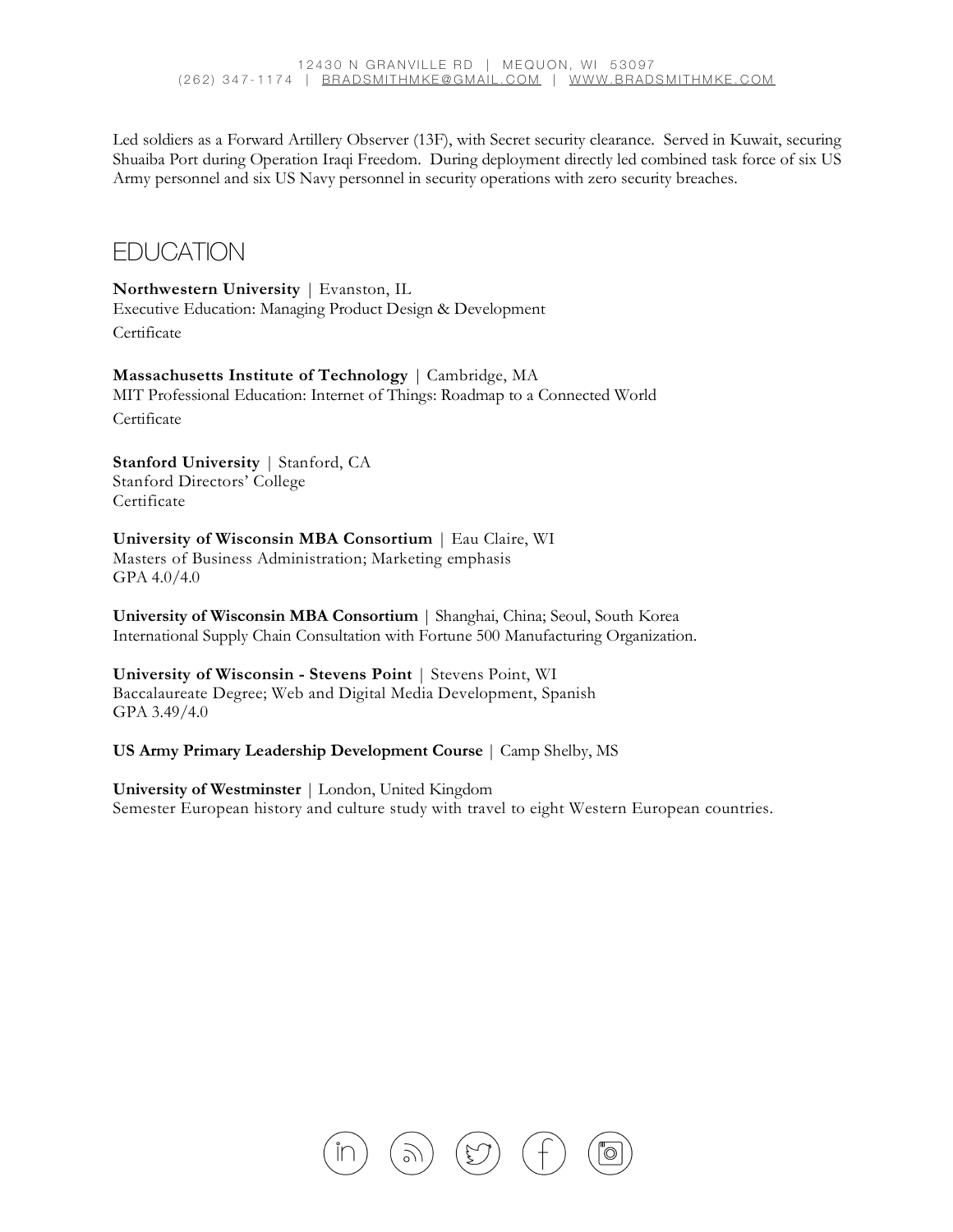Led soldiers as a Forward Artillery Observer (13F), with Secret security clearance. Served in Kuwait, securing Shuaiba Port during Operation Iraqi Freedom. During deployment directly led combined task force of six US Army personnel and six US Navy personnel in security operations with zero security breaches.

## EDUCATION

**Northwestern University** | Evanston, IL
Executive Education: Managing Product Design & Development
Certificate

**Massachusetts Institute of Technology** | Cambridge, MA
MIT Professional Education: Internet of Things: Roadmap to a Connected World
Certificate

**Stanford University** | Stanford, CA
Stanford Directors' College
Certificate

**University of Wisconsin MBA Consortium** | Eau Claire, WI
Masters of Business Administration; Marketing emphasis
GPA 4.0/4.0

**University of Wisconsin MBA Consortium** | Shanghai, China; Seoul, South Korea
International Supply Chain Consultation with Fortune 500 Manufacturing Organization.

**University of Wisconsin - Stevens Point** | Stevens Point, WI
Baccalaureate Degree; Web and Digital Media Development, Spanish
GPA 3.49/4.0

**US Army Primary Leadership Development Course** | Camp Shelby, MS

**University of Westminster** | London, United Kingdom
Semester European history and culture study with travel to eight Western European countries.